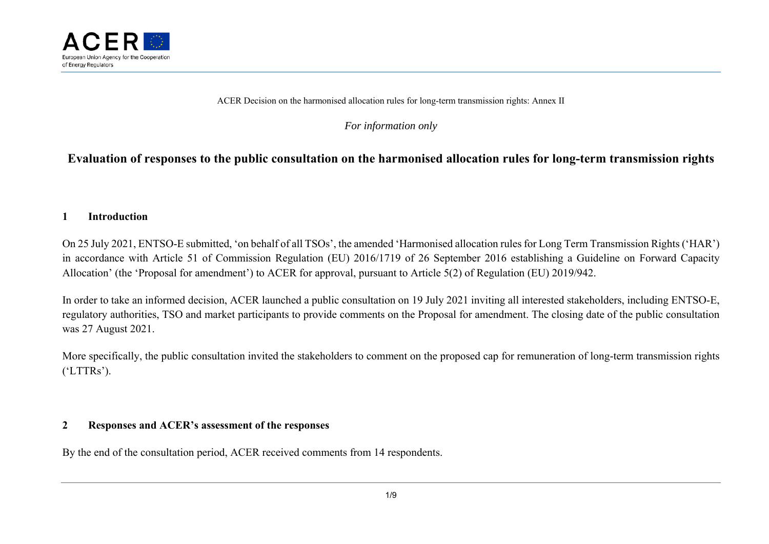ACER Decision on the harmonised allocation rules for long-term transmission rights: Annex II

*For information only*

# Evaluation of responses to the public consultation on the harmonised allocation rules for long-term transmission rights

## 1 Introduction

On 25 July 2021, ENTSO-E submitted, 'on behalf of all TSOs', the amended 'Harmonised allocation rules for Long Term Transmission Rights ('HAR') in accordance with Article 51 of Commission Regulation (EU) 2016/1719 of 26 September 2016 establishing a Guideline on Forward Capacity Allocation' (the 'Proposal for amendment') to ACER for approval, pursuant to Article 5(2) of Regulation (EU) 2019/942.

In order to take an informed decision, ACER launched a public consultation on 19 July 2021 inviting all interested stakeholders, including ENTSO-E, regulatory authorities, TSO and market participants to provide comments on the Proposal for amendment. The closing date of the public consultation was 27 August 2021.

More specifically, the public consultation invited the stakeholders to comment on the proposed cap for remuneration of long-term transmission rights ('LTTRs').

## 2 Responses and ACER's assessment of the responses

By the end of the consultation period, ACER received comments from 14 respondents.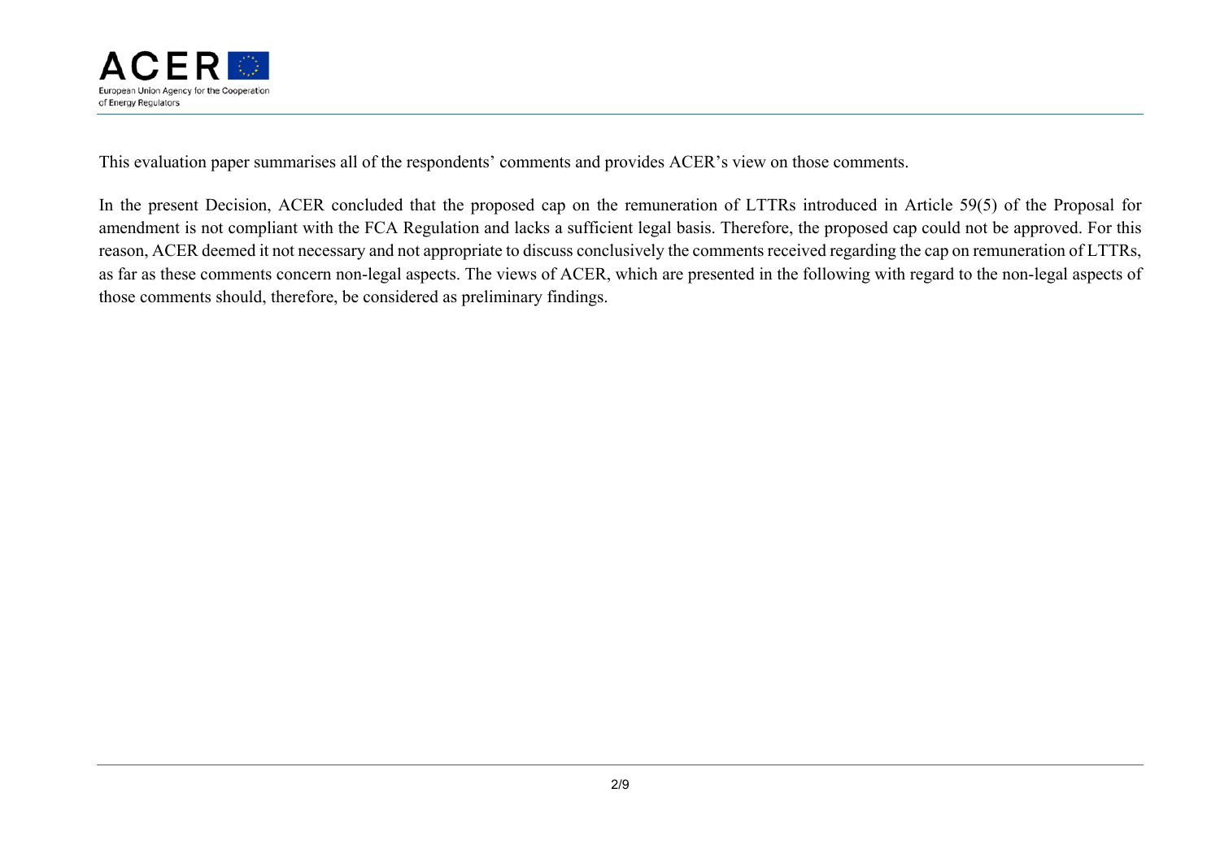This evaluation paper summarises all of the respondents' comments and provides ACER's view on those comments.

In the present Decision, ACER concluded that the proposed cap on the remuneration of LTTRs introduced in Article 59(5) of the Proposal for amendment is not compliant with the FCA Regulation and lacks a sufficient legal basis. Therefore, the proposed cap could not be approved. For this reason, ACER deemed it not necessary and not appropriate to discuss conclusively the comments received regarding the cap on remuneration of LTTRs, as far as these comments concern non-legal aspects. The views of ACER, which are presented in the following with regard to the non-legal aspects of those comments should, therefore, be considered as preliminary findings.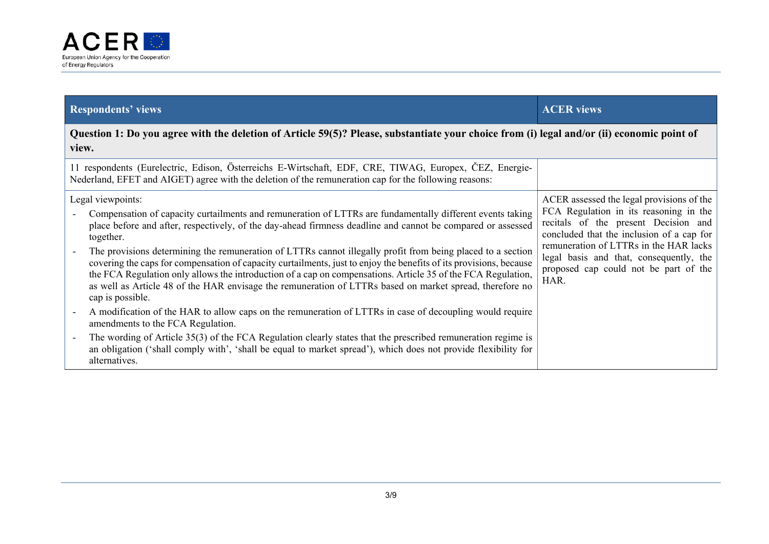| Respondents' views | ACER views |
| --- | --- |
| **Question 1: Do you agree with the deletion of Article 59(5)? Please, substantiate your choice from (i) legal and/or (ii) economic point of view.** | |
| 11 respondents (Eurelectric, Edison, Österreichs E-Wirtschaft, EDF, CRE, TIWAG, Europex, ČEZ, Energie-Nederland, EFET and AIGET) agree with the deletion of the remuneration cap for the following reasons: | |
| Legal viewpoints:<br>- Compensation of capacity curtailments and remuneration of LTTRs are fundamentally different events taking place before and after, respectively, of the day-ahead firmness deadline and cannot be compared or assessed together.<br>- The provisions determining the remuneration of LTTRs cannot illegally profit from being placed to a section covering the caps for compensation of capacity curtailments, just to enjoy the benefits of its provisions, because the FCA Regulation only allows the introduction of a cap on compensations. Article 35 of the FCA Regulation, as well as Article 48 of the HAR envisage the remuneration of LTTRs based on market spread, therefore no cap is possible.<br>- A modification of the HAR to allow caps on the remuneration of LTTRs in case of decoupling would require amendments to the FCA Regulation.<br>- The wording of Article 35(3) of the FCA Regulation clearly states that the prescribed remuneration regime is an obligation ('shall comply with', 'shall be equal to market spread'), which does not provide flexibility for alternatives. | ACER assessed the legal provisions of the FCA Regulation in its reasoning in the recitals of the present Decision and concluded that the inclusion of a cap for remuneration of LTTRs in the HAR lacks legal basis and that, consequently, the proposed cap could not be part of the HAR. |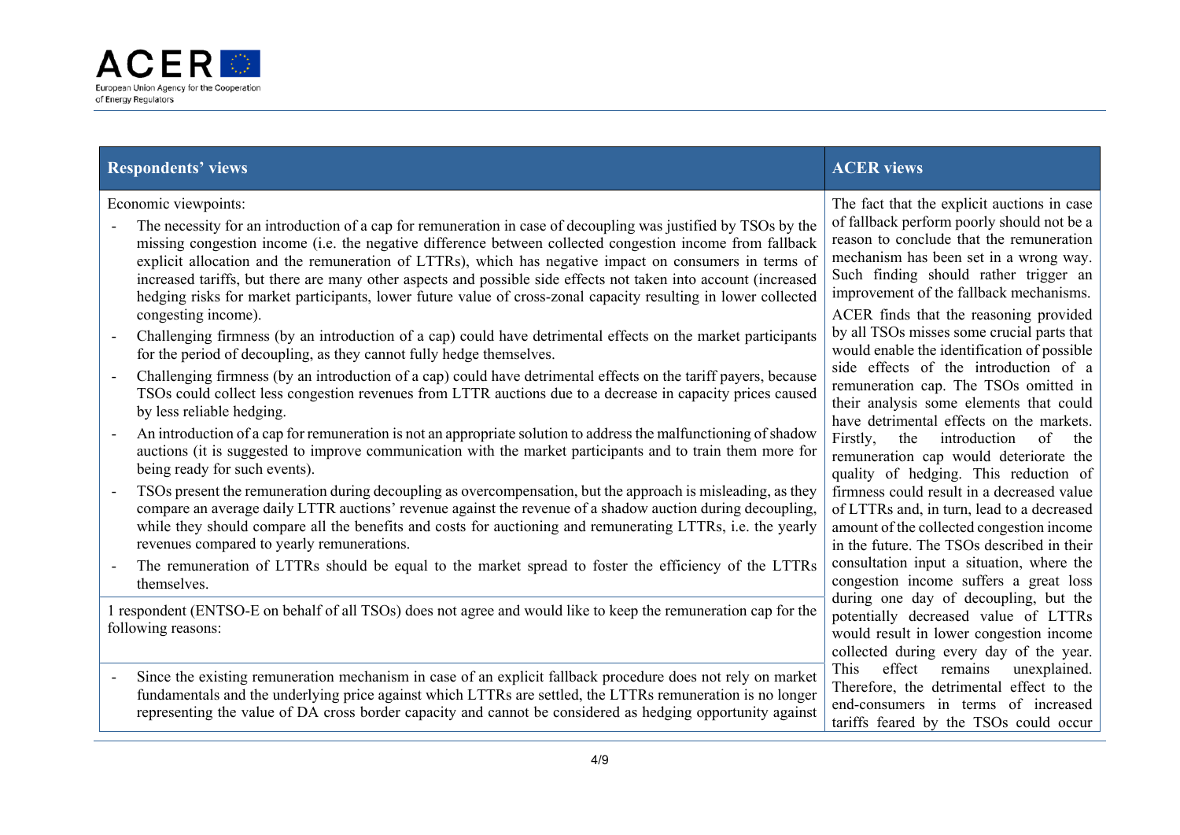| Respondents' views | ACER views |
| --- | --- |
| Economic viewpoints:<br>- The necessity for an introduction of a cap for remuneration in case of decoupling was justified by TSOs by the missing congestion income (i.e. the negative difference between collected congestion income from fallback explicit allocation and the remuneration of LTTRs), which has negative impact on consumers in terms of increased tariffs, but there are many other aspects and possible side effects not taken into account (increased hedging risks for market participants, lower future value of cross-zonal capacity resulting in lower collected congesting income).<br>- Challenging firmness (by an introduction of a cap) could have detrimental effects on the market participants for the period of decoupling, as they cannot fully hedge themselves.<br>- Challenging firmness (by an introduction of a cap) could have detrimental effects on the tariff payers, because TSOs could collect less congestion revenues from LTTR auctions due to a decrease in capacity prices caused by less reliable hedging.<br>- An introduction of a cap for remuneration is not an appropriate solution to address the malfunctioning of shadow auctions (it is suggested to improve communication with the market participants and to train them more for being ready for such events).<br>- TSOs present the remuneration during decoupling as overcompensation, but the approach is misleading, as they compare an average daily LTTR auctions' revenue against the revenue of a shadow auction during decoupling, while they should compare all the benefits and costs for auctioning and remunerating LTTRs, i.e. the yearly revenues compared to yearly remunerations.<br>- The remuneration of LTTRs should be equal to the market spread to foster the efficiency of the LTTRs themselves. | The fact that the explicit auctions in case of fallback perform poorly should not be a reason to conclude that the remuneration mechanism has been set in a wrong way. Such finding should rather trigger an improvement of the fallback mechanisms.<br>ACER finds that the reasoning provided by all TSOs misses some crucial parts that would enable the identification of possible side effects of the introduction of a remuneration cap. The TSOs omitted in their analysis some elements that could have detrimental effects on the markets. Firstly, the introduction of the remuneration cap would deteriorate the quality of hedging. This reduction of firmness could result in a decreased value of LTTRs and, in turn, lead to a decreased amount of the collected congestion income in the future. The TSOs described in their consultation input a situation, where the congestion income suffers a great loss during one day of decoupling, but the potentially decreased value of LTTRs would result in lower congestion income collected during every day of the year. This effect remains unexplained. Therefore, the detrimental effect to the end-consumers in terms of increased tariffs feared by the TSOs could occur |
| 1 respondent (ENTSO-E on behalf of all TSOs) does not agree and would like to keep the remuneration cap for the following reasons: | |
| - Since the existing remuneration mechanism in case of an explicit fallback procedure does not rely on market fundamentals and the underlying price against which LTTRs are settled, the LTTRs remuneration is no longer representing the value of DA cross border capacity and cannot be considered as hedging opportunity against | |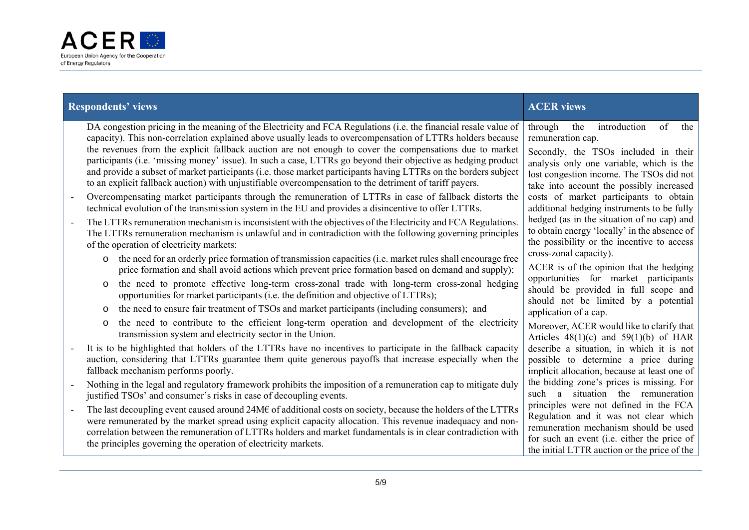| Respondents' views | ACER views |
|---|---|
| DA congestion pricing in the meaning of the Electricity and FCA Regulations (i.e. the financial resale value of capacity). This non-correlation explained above usually leads to overcompensation of LTTRs holders because the revenues from the explicit fallback auction are not enough to cover the compensations due to market participants (i.e. 'missing money' issue). In such a case, LTTRs go beyond their objective as hedging product and provide a subset of market participants (i.e. those market participants having LTTRs on the borders subject to an explicit fallback auction) with unjustifiable overcompensation to the detriment of tariff payers.<br>- Overcompensating market participants through the remuneration of LTTRs in case of fallback distorts the technical evolution of the transmission system in the EU and provides a disincentive to offer LTTRs.<br>- The LTTRs remuneration mechanism is inconsistent with the objectives of the Electricity and FCA Regulations. The LTTRs remuneration mechanism is unlawful and in contradiction with the following governing principles of the operation of electricity markets:<br>o the need for an orderly price formation of transmission capacities (i.e. market rules shall encourage free price formation and shall avoid actions which prevent price formation based on demand and supply);<br>o the need to promote effective long-term cross-zonal trade with long-term cross-zonal hedging opportunities for market participants (i.e. the definition and objective of LTTRs);<br>o the need to ensure fair treatment of TSOs and market participants (including consumers); and<br>o the need to contribute to the efficient long-term operation and development of the electricity transmission system and electricity sector in the Union.<br>- It is to be highlighted that holders of the LTTRs have no incentives to participate in the fallback capacity auction, considering that LTTRs guarantee them quite generous payoffs that increase especially when the fallback mechanism performs poorly.<br>- Nothing in the legal and regulatory framework prohibits the imposition of a remuneration cap to mitigate duly justified TSOs' and consumer's risks in case of decoupling events.<br>- The last decoupling event caused around 24M€ of additional costs on society, because the holders of the LTTRs were remunerated by the market spread using explicit capacity allocation. This revenue inadequacy and non-correlation between the remuneration of LTTRs holders and market fundamentals is in clear contradiction with the principles governing the operation of electricity markets. | through the introduction of the remuneration cap.<br>Secondly, the TSOs included in their analysis only one variable, which is the lost congestion income. The TSOs did not take into account the possibly increased costs of market participants to obtain additional hedging instruments to be fully hedged (as in the situation of no cap) and to obtain energy 'locally' in the absence of the possibility or the incentive to access cross-zonal capacity).<br>ACER is of the opinion that the hedging opportunities for market participants should be provided in full scope and should not be limited by a potential application of a cap.<br>Moreover, ACER would like to clarify that Articles 48(1)(c) and 59(1)(b) of HAR describe a situation, in which it is not possible to determine a price during implicit allocation, because at least one of the bidding zone's prices is missing. For such a situation the remuneration principles were not defined in the FCA Regulation and it was not clear which remuneration mechanism should be used for such an event (i.e. either the price of the initial LTTR auction or the price of the |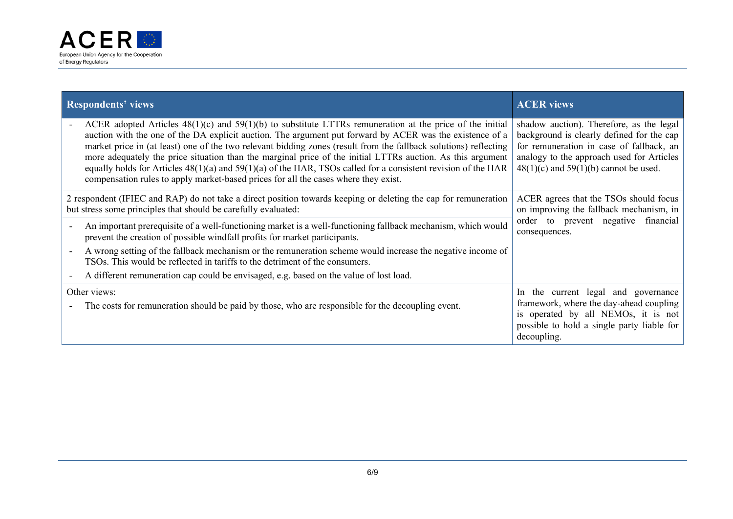| Respondents' views | ACER views |
|---|---|
| - ACER adopted Articles 48(1)(c) and 59(1)(b) to substitute LTTRs remuneration at the price of the initial auction with the one of the DA explicit auction. The argument put forward by ACER was the existence of a market price in (at least) one of the two relevant bidding zones (result from the fallback solutions) reflecting more adequately the price situation than the marginal price of the initial LTTRs auction. As this argument equally holds for Articles 48(1)(a) and 59(1)(a) of the HAR, TSOs called for a consistent revision of the HAR compensation rules to apply market-based prices for all the cases where they exist. | shadow auction). Therefore, as the legal background is clearly defined for the cap for remuneration in case of fallback, an analogy to the approach used for Articles 48(1)(c) and 59(1)(b) cannot be used. |
| 2 respondent (IFIEC and RAP) do not take a direct position towards keeping or deleting the cap for remuneration but stress some principles that should be carefully evaluated:<br>- An important prerequisite of a well-functioning market is a well-functioning fallback mechanism, which would prevent the creation of possible windfall profits for market participants.<br>- A wrong setting of the fallback mechanism or the remuneration scheme would increase the negative income of TSOs. This would be reflected in tariffs to the detriment of the consumers.<br>- A different remuneration cap could be envisaged, e.g. based on the value of lost load. | ACER agrees that the TSOs should focus on improving the fallback mechanism, in order to prevent negative financial consequences. |
| Other views:<br>- The costs for remuneration should be paid by those, who are responsible for the decoupling event. | In the current legal and governance framework, where the day-ahead coupling is operated by all NEMOs, it is not possible to hold a single party liable for decoupling. |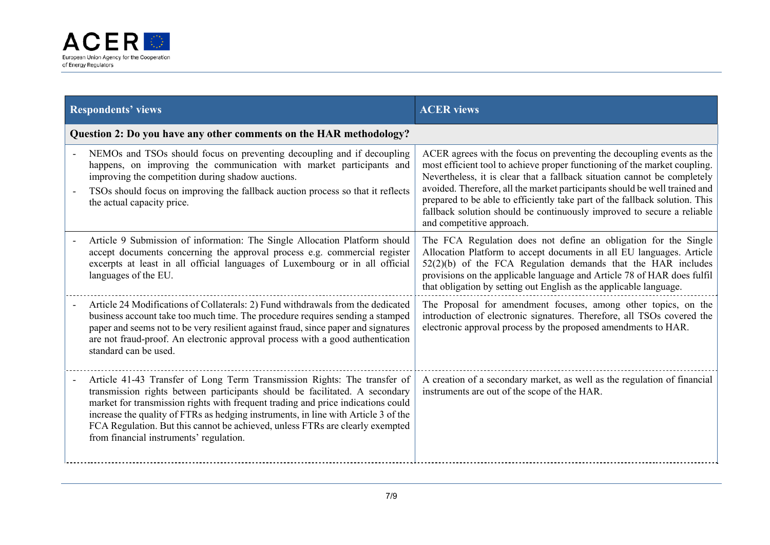| Respondents' views | ACER views |
|---|---|
| **Question 2: Do you have any other comments on the HAR methodology?** | |
| - NEMOs and TSOs should focus on preventing decoupling and if decoupling happens, on improving the communication with market participants and improving the competition during shadow auctions.<br>- TSOs should focus on improving the fallback auction process so that it reflects the actual capacity price. | ACER agrees with the focus on preventing the decoupling events as the most efficient tool to achieve proper functioning of the market coupling. Nevertheless, it is clear that a fallback situation cannot be completely avoided. Therefore, all the market participants should be well trained and prepared to be able to efficiently take part of the fallback solution. This fallback solution should be continuously improved to secure a reliable and competitive approach. |
| - Article 9 Submission of information: The Single Allocation Platform should accept documents concerning the approval process e.g. commercial register excerpts at least in all official languages of Luxembourg or in all official languages of the EU. | The FCA Regulation does not define an obligation for the Single Allocation Platform to accept documents in all EU languages. Article 52(2)(b) of the FCA Regulation demands that the HAR includes provisions on the applicable language and Article 78 of HAR does fulfil that obligation by setting out English as the applicable language. |
| - Article 24 Modifications of Collaterals: 2) Fund withdrawals from the dedicated business account take too much time. The procedure requires sending a stamped paper and seems not to be very resilient against fraud, since paper and signatures are not fraud-proof. An electronic approval process with a good authentication standard can be used. | The Proposal for amendment focuses, among other topics, on the introduction of electronic signatures. Therefore, all TSOs covered the electronic approval process by the proposed amendments to HAR. |
| - Article 41-43 Transfer of Long Term Transmission Rights: The transfer of transmission rights between participants should be facilitated. A secondary market for transmission rights with frequent trading and price indications could increase the quality of FTRs as hedging instruments, in line with Article 3 of the FCA Regulation. But this cannot be achieved, unless FTRs are clearly exempted from financial instruments' regulation. | A creation of a secondary market, as well as the regulation of financial instruments are out of the scope of the HAR. |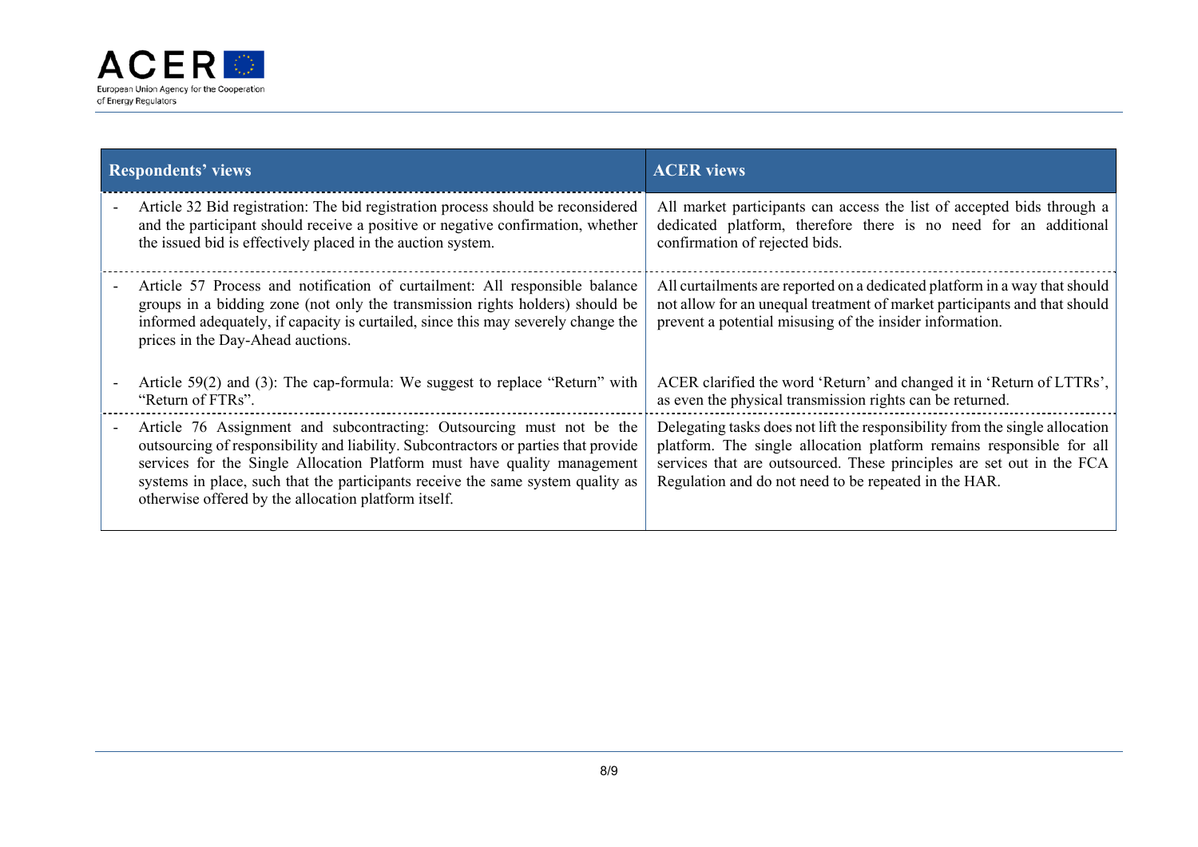| Respondents' views | ACER views |
|---|---|
| - Article 32 Bid registration: The bid registration process should be reconsidered and the participant should receive a positive or negative confirmation, whether the issued bid is effectively placed in the auction system. | All market participants can access the list of accepted bids through a dedicated platform, therefore there is no need for an additional confirmation of rejected bids. |
| - Article 57 Process and notification of curtailment: All responsible balance groups in a bidding zone (not only the transmission rights holders) should be informed adequately, if capacity is curtailed, since this may severely change the prices in the Day-Ahead auctions. | All curtailments are reported on a dedicated platform in a way that should not allow for an unequal treatment of market participants and that should prevent a potential misusing of the insider information. |
| - Article 59(2) and (3): The cap-formula: We suggest to replace "Return" with "Return of FTRs". | ACER clarified the word 'Return' and changed it in 'Return of LTTRs', as even the physical transmission rights can be returned. |
| - Article 76 Assignment and subcontracting: Outsourcing must not be the outsourcing of responsibility and liability. Subcontractors or parties that provide services for the Single Allocation Platform must have quality management systems in place, such that the participants receive the same system quality as otherwise offered by the allocation platform itself. | Delegating tasks does not lift the responsibility from the single allocation platform. The single allocation platform remains responsible for all services that are outsourced. These principles are set out in the FCA Regulation and do not need to be repeated in the HAR. |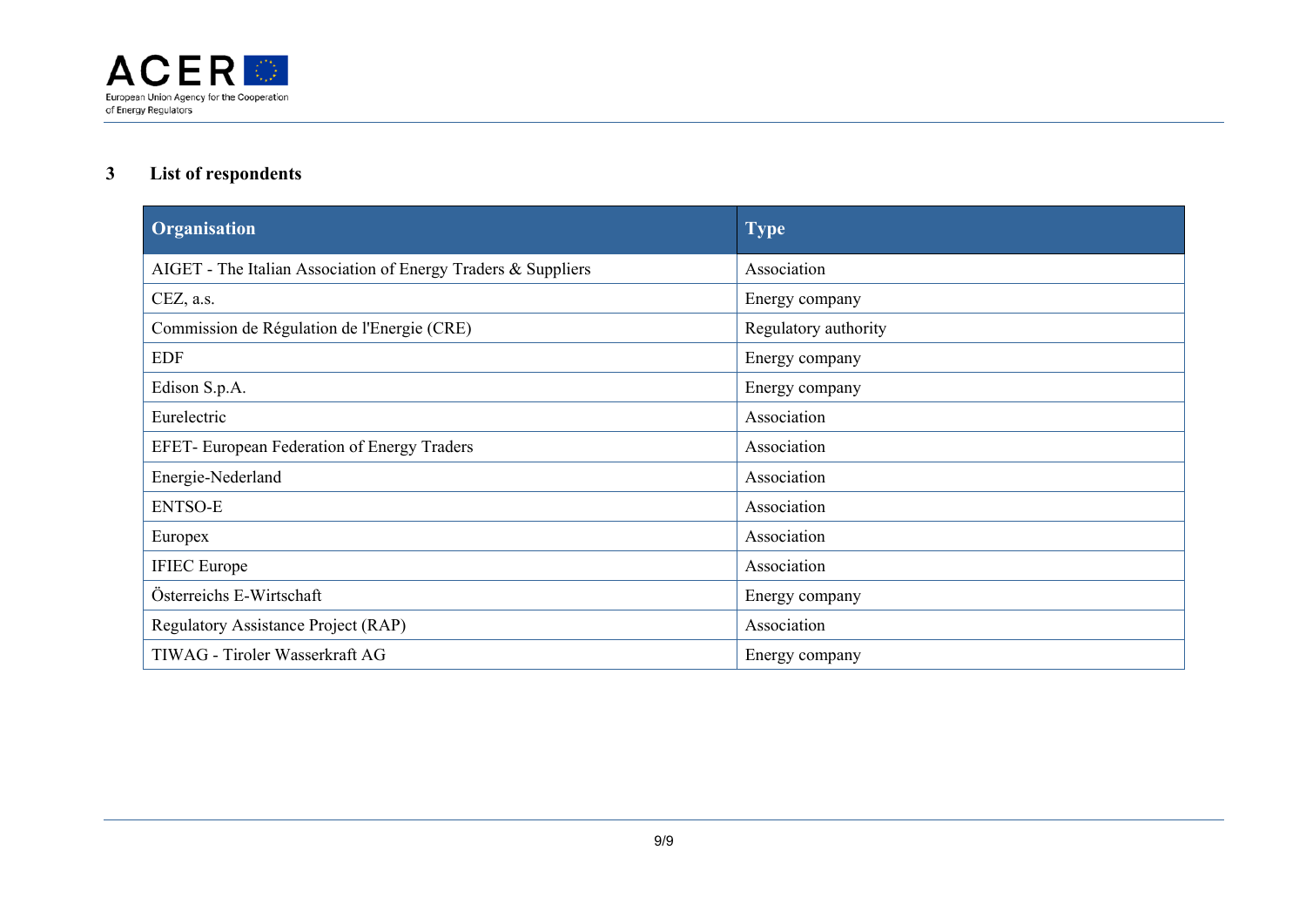## 3 List of respondents

| Organisation | Type |
|---|---|
| AIGET - The Italian Association of Energy Traders & Suppliers | Association |
| CEZ, a.s. | Energy company |
| Commission de Régulation de l'Energie (CRE) | Regulatory authority |
| EDF | Energy company |
| Edison S.p.A. | Energy company |
| Eurelectric | Association |
| EFET- European Federation of Energy Traders | Association |
| Energie-Nederland | Association |
| ENTSO-E | Association |
| Europex | Association |
| IFIEC Europe | Association |
| Österreichs E-Wirtschaft | Energy company |
| Regulatory Assistance Project (RAP) | Association |
| TIWAG - Tiroler Wasserkraft AG | Energy company |